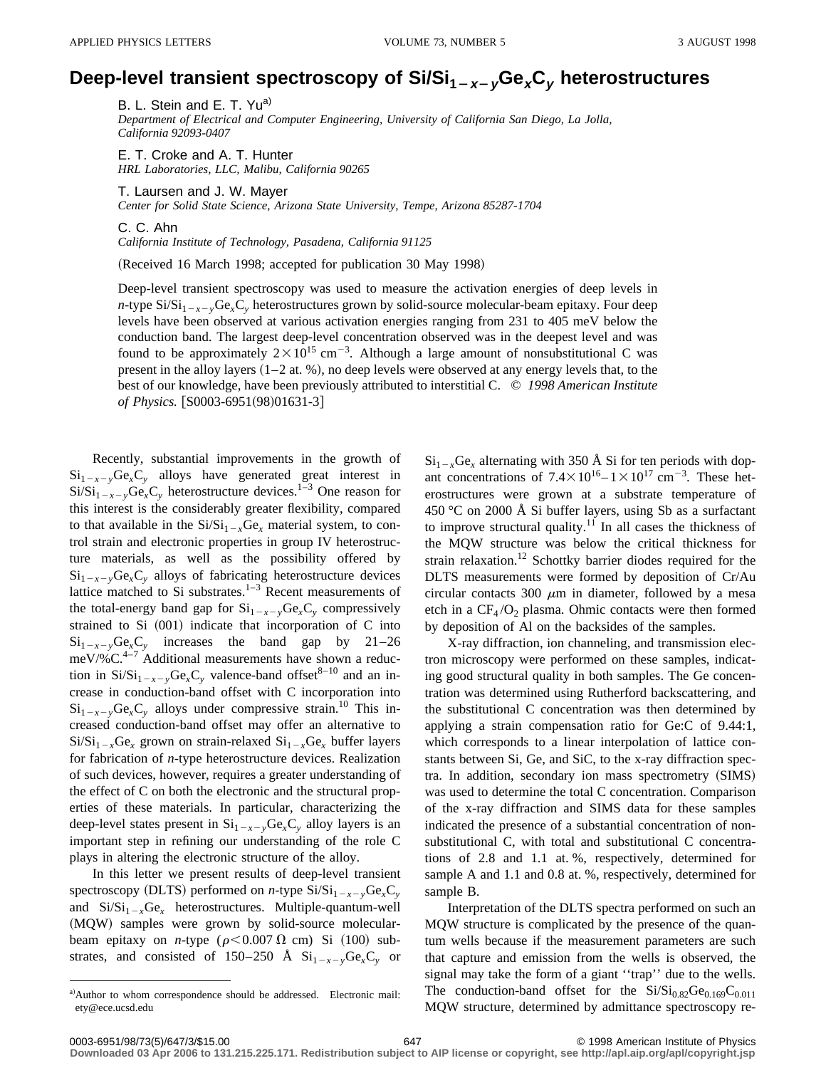# Deep-level transient spectroscopy of $Si/Si_{1-x-y}Ge_xC_y$ heterostructures

B. L. Stein and E. T. Yu[a]
*Department of Electrical and Computer Engineering, University of California San Diego, La Jolla, California 92093-0407*

E. T. Croke and A. T. Hunter
*HRL Laboratories, LLC, Malibu, California 90265*

T. Laursen and J. W. Mayer
*Center for Solid State Science, Arizona State University, Tempe, Arizona 85287-1704*

C. C. Ahn
*California Institute of Technology, Pasadena, California 91125*

(Received 16 March 1998; accepted for publication 30 May 1998)

Deep-level transient spectroscopy was used to measure the activation energies of deep levels in *n*-type $Si/Si_{1-x-y}Ge_xC_y$ heterostructures grown by solid-source molecular-beam epitaxy. Four deep levels have been observed at various activation energies ranging from 231 to 405 meV below the conduction band. The largest deep-level concentration observed was in the deepest level and was found to be approximately $2\times10^{15}$ cm$^{-3}$. Although a large amount of nonsubstitutional C was present in the alloy layers (1–2 at. %), no deep levels were observed at any energy levels that, to the best of our knowledge, have been previously attributed to interstitial C. © *1998 American Institute of Physics.* [S0003-6951(98)01631-3]

Recently, substantial improvements in the growth of $Si_{1-x-y}Ge_xC_y$ alloys have generated great interest in $Si/Si_{1-x-y}Ge_xC_y$ heterostructure devices.[1–3] One reason for this interest is the considerably greater flexibility, compared to that available in the $Si/Si_{1-x}Ge_x$ material system, to control strain and electronic properties in group IV heterostructure materials, as well as the possibility offered by $Si_{1-x-y}Ge_xC_y$ alloys of fabricating heterostructure devices lattice matched to Si substrates.[1–3] Recent measurements of the total-energy band gap for $Si_{1-x-y}Ge_xC_y$ compressively strained to Si (001) indicate that incorporation of C into $Si_{1-x-y}Ge_xC_y$ increases the band gap by 21–26 meV/%C.[4–7] Additional measurements have shown a reduction in $Si/Si_{1-x-y}Ge_xC_y$ valence-band offset[8–10] and an increase in conduction-band offset with C incorporation into $Si_{1-x-y}Ge_xC_y$ alloys under compressive strain.[10] This increased conduction-band offset may offer an alternative to $Si/Si_{1-x}Ge_x$ grown on strain-relaxed $Si_{1-x}Ge_x$ buffer layers for fabrication of *n*-type heterostructure devices. Realization of such devices, however, requires a greater understanding of the effect of C on both the electronic and the structural properties of these materials. In particular, characterizing the deep-level states present in $Si_{1-x-y}Ge_xC_y$ alloy layers is an important step in refining our understanding of the role C plays in altering the electronic structure of the alloy.

In this letter we present results of deep-level transient spectroscopy (DLTS) performed on *n*-type $Si/Si_{1-x-y}Ge_xC_y$ and $Si/Si_{1-x}Ge_x$ heterostructures. Multiple-quantum-well (MQW) samples were grown by solid-source molecular-beam epitaxy on *n*-type ($\rho<0.007\ \Omega$ cm) Si (100) substrates, and consisted of 150–250 Å $Si_{1-x-y}Ge_xC_y$ or $Si_{1-x}Ge_x$ alternating with 350 Å Si for ten periods with dopant concentrations of $7.4\times10^{16}-1\times10^{17}$ cm$^{-3}$. These heterostructures were grown at a substrate temperature of 450 °C on 2000 Å Si buffer layers, using Sb as a surfactant to improve structural quality.[11] In all cases the thickness of the MQW structure was below the critical thickness for strain relaxation.[12] Schottky barrier diodes required for the DLTS measurements were formed by deposition of Cr/Au circular contacts 300 $\mu$m in diameter, followed by a mesa etch in a $CF_4/O_2$ plasma. Ohmic contacts were then formed by deposition of Al on the backsides of the samples.

X-ray diffraction, ion channeling, and transmission electron microscopy were performed on these samples, indicating good structural quality in both samples. The Ge concentration was determined using Rutherford backscattering, and the substitutional C concentration was then determined by applying a strain compensation ratio for Ge:C of 9.44:1, which corresponds to a linear interpolation of lattice constants between Si, Ge, and SiC, to the x-ray diffraction spectra. In addition, secondary ion mass spectrometry (SIMS) was used to determine the total C concentration. Comparison of the x-ray diffraction and SIMS data for these samples indicated the presence of a substantial concentration of nonsubstitutional C, with total and substitutional C concentrations of 2.8 and 1.1 at. %, respectively, determined for sample A and 1.1 and 0.8 at. %, respectively, determined for sample B.

Interpretation of the DLTS spectra performed on such an MQW structure is complicated by the presence of the quantum wells because if the measurement parameters are such that capture and emission from the wells is observed, the signal may take the form of a giant "trap" due to the wells. The conduction-band offset for the $Si/Si_{0.82}Ge_{0.169}C_{0.011}$ MQW structure, determined by admittance spectroscopy re-

[a]Author to whom correspondence should be addressed. Electronic mail: ety@ece.ucsd.edu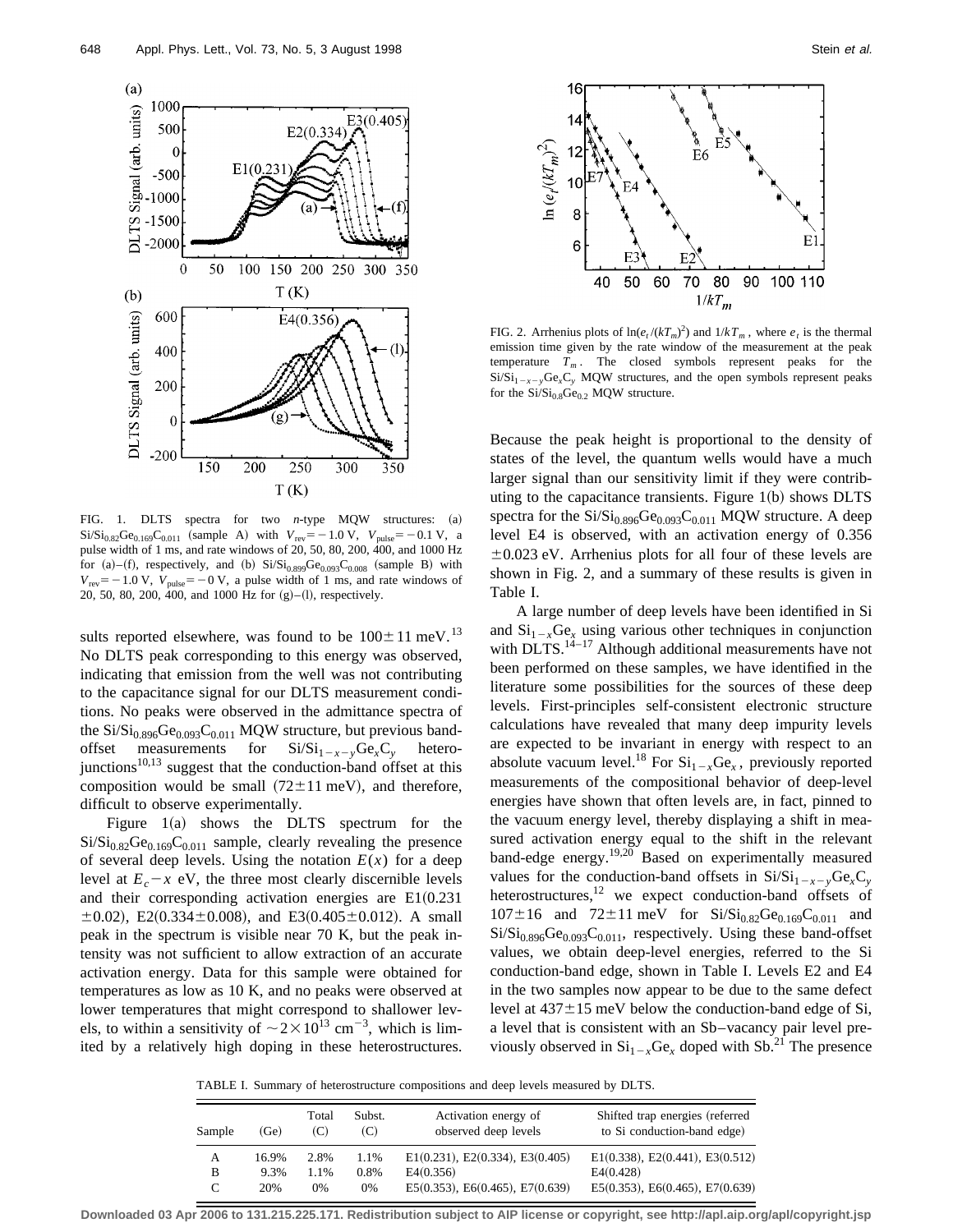FIG. 1. DLTS spectra for two *n*-type MQW structures: (a) $Si/Si_{0.82}Ge_{0.169}C_{0.011}$ (sample A) with $V_{rev} = -1.0$ V, $V_{pulse} = -0.1$ V, a pulse width of 1 ms, and rate windows of 20, 50, 80, 200, 400, and 1000 Hz for (a)–(f), respectively, and (b) $Si/Si_{0.899}Ge_{0.093}C_{0.008}$ (sample B) with $V_{rev} = -1.0$ V, $V_{pulse} = -0$ V, a pulse width of 1 ms, and rate windows of 20, 50, 80, 200, 400, and 1000 Hz for (g)–(l), respectively.

sults reported elsewhere, was found to be $100 \pm 11$ meV.[13] No DLTS peak corresponding to this energy was observed, indicating that emission from the well was not contributing to the capacitance signal for our DLTS measurement conditions. No peaks were observed in the admittance spectra of the $Si/Si_{0.896}Ge_{0.093}C_{0.011}$ MQW structure, but previous band-offset measurements for $Si/Si_{1-x-y}Ge_xC_y$ heterojunctions[10,13] suggest that the conduction-band offset at this composition would be small ($72 \pm 11$ meV), and therefore, difficult to observe experimentally.

Figure 1(a) shows the DLTS spectrum for the $Si/Si_{0.82}Ge_{0.169}C_{0.011}$ sample, clearly revealing the presence of several deep levels. Using the notation $E(x)$ for a deep level at $E_c - x$ eV, the three most clearly discernible levels and their corresponding activation energies are E1(0.231 $\pm 0.02$), E2(0.334 $\pm 0.008$), and E3(0.405 $\pm 0.012$). A small peak in the spectrum is visible near 70 K, but the peak intensity was not sufficient to allow extraction of an accurate activation energy. Data for this sample were obtained for temperatures as low as 10 K, and no peaks were observed at lower temperatures that might correspond to shallower levels, to within a sensitivity of $\sim 2 \times 10^{13}$ cm$^{-3}$, which is limited by a relatively high doping in these heterostructures.

FIG. 2. Arrhenius plots of $\ln(e_t/(kT_m)^2)$ and $1/kT_m$, where $e_t$ is the thermal emission time given by the rate window of the measurement at the peak temperature $T_m$. The closed symbols represent peaks for the $Si/Si_{1-x-y}Ge_xC_y$ MQW structures, and the open symbols represent peaks for the $Si/Si_{0.8}Ge_{0.2}$ MQW structure.

Because the peak height is proportional to the density of states of the level, the quantum wells would have a much larger signal than our sensitivity limit if they were contributing to the capacitance transients. Figure 1(b) shows DLTS spectra for the $Si/Si_{0.896}Ge_{0.093}C_{0.011}$ MQW structure. A deep level E4 is observed, with an activation energy of 0.356 $\pm 0.023$ eV. Arrhenius plots for all four of these levels are shown in Fig. 2, and a summary of these results is given in Table I.

A large number of deep levels have been identified in Si and $Si_{1-x}Ge_x$ using various other techniques in conjunction with DLTS.[14–17] Although additional measurements have not been performed on these samples, we have identified in the literature some possibilities for the sources of these deep levels. First-principles self-consistent electronic structure calculations have revealed that many deep impurity levels are expected to be invariant in energy with respect to an absolute vacuum level.[18] For $Si_{1-x}Ge_x$, previously reported measurements of the compositional behavior of deep-level energies have shown that often levels are, in fact, pinned to the vacuum energy level, thereby displaying a shift in measured activation energy equal to the shift in the relevant band-edge energy.[19,20] Based on experimentally measured values for the conduction-band offsets in $Si/Si_{1-x-y}Ge_xC_y$ heterostructures,[12] we expect conduction-band offsets of $107 \pm 16$ and $72 \pm 11$ meV for $Si/Si_{0.82}Ge_{0.169}C_{0.011}$ and $Si/Si_{0.896}Ge_{0.093}C_{0.011}$, respectively. Using these band-offset values, we obtain deep-level energies, referred to the Si conduction-band edge, shown in Table I. Levels E2 and E4 in the two samples now appear to be due to the same defect level at $437 \pm 15$ meV below the conduction-band edge of Si, a level that is consistent with an Sb–vacancy pair level previously observed in $Si_{1-x}Ge_x$ doped with Sb.[21] The presence

TABLE I. Summary of heterostructure compositions and deep levels measured by DLTS.

| Sample | (Ge) | Total (C) | Subst. (C) | Activation energy of observed deep levels | Shifted trap energies (referred to Si conduction-band edge) |
|---|---|---|---|---|---|
| A | 16.9% | 2.8% | 1.1% | E1(0.231), E2(0.334), E3(0.405) | E1(0.338), E2(0.441), E3(0.512) |
| B | 9.3% | 1.1% | 0.8% | E4(0.356) | E4(0.428) |
| C | 20% | 0% | 0% | E5(0.353), E6(0.465), E7(0.639) | E5(0.353), E6(0.465), E7(0.639) |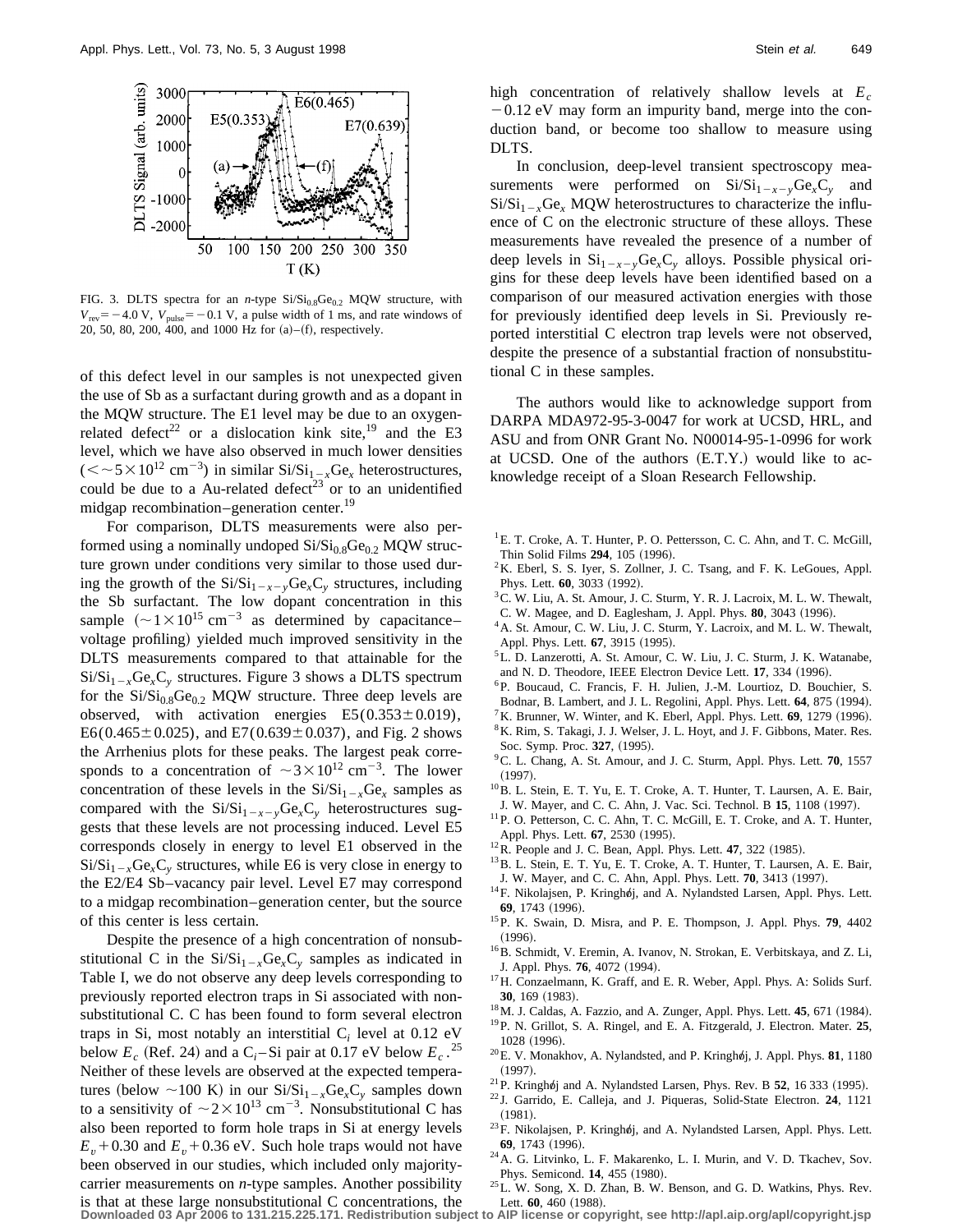DLTS Signal (arb. units)

3000
2000
1000
0
-1000
-2000

E5(0.353)
E6(0.465)
E7(0.639)
(a)
(f)

50 100 150 200 250 300 350

T (K)

FIG. 3. DLTS spectra for an *n*-type $Si/Si_{0.8}Ge_{0.2}$ MQW structure, with $V_{rev}=-4.0$ V, $V_{pulse}=-0.1$ V, a pulse width of 1 ms, and rate windows of 20, 50, 80, 200, 400, and 1000 Hz for (a)–(f), respectively.

of this defect level in our samples is not unexpected given the use of Sb as a surfactant during growth and as a dopant in the MQW structure. The E1 level may be due to an oxygen-related defect[22] or a dislocation kink site,[19] and the E3 level, which we have also observed in much lower densities ($<\sim5\times10^{12}$ cm$^{-3}$) in similar $Si/Si_{1-x}Ge_x$ heterostructures, could be due to a Au-related defect[23] or to an unidentified midgap recombination–generation center.[19]

For comparison, DLTS measurements were also performed using a nominally undoped $Si/Si_{0.8}Ge_{0.2}$ MQW structure grown under conditions very similar to those used during the growth of the $Si/Si_{1-x-y}Ge_xC_y$ structures, including the Sb surfactant. The low dopant concentration in this sample ($\sim1\times10^{15}$ cm$^{-3}$ as determined by capacitance–voltage profiling) yielded much improved sensitivity in the DLTS measurements compared to that attainable for the $Si/Si_{1-x}Ge_xC_y$ structures. Figure 3 shows a DLTS spectrum for the $Si/Si_{0.8}Ge_{0.2}$ MQW structure. Three deep levels are observed, with activation energies E5($0.353\pm0.019$), E6($0.465\pm0.025$), and E7($0.639\pm0.037$), and Fig. 2 shows the Arrhenius plots for these peaks. The largest peak corresponds to a concentration of $\sim3\times10^{12}$ cm$^{-3}$. The lower concentration of these levels in the $Si/Si_{1-x}Ge_x$ samples as compared with the $Si/Si_{1-x-y}Ge_xC_y$ heterostructures suggests that these levels are not processing induced. Level E5 corresponds closely in energy to level E1 observed in the $Si/Si_{1-x}Ge_xC_y$ structures, while E6 is very close in energy to the E2/E4 Sb–vacancy pair level. Level E7 may correspond to a midgap recombination–generation center, but the source of this center is less certain.

Despite the presence of a high concentration of nonsubstitutional C in the $Si/Si_{1-x}Ge_xC_y$ samples as indicated in Table I, we do not observe any deep levels corresponding to previously reported electron traps in Si associated with nonsubstitutional C. C has been found to form several electron traps in Si, most notably an interstitial $C_i$ level at 0.12 eV below $E_c$ (Ref. 24) and a $C_i$–Si pair at 0.17 eV below $E_c$.[25] Neither of these levels are observed at the expected temperatures (below ~100 K) in our $Si/Si_{1-x}Ge_xC_y$ samples down to a sensitivity of $\sim2\times10^{13}$ cm$^{-3}$. Nonsubstitutional C has also been reported to form hole traps in Si at energy levels $E_v+0.30$ and $E_v+0.36$ eV. Such hole traps would not have been observed in our studies, which included only majority-carrier measurements on *n*-type samples. Another possibility is that at these large nonsubstitutional C concentrations, the high concentration of relatively shallow levels at $E_c-0.12$ eV may form an impurity band, merge into the conduction band, or become too shallow to measure using DLTS.

In conclusion, deep-level transient spectroscopy measurements were performed on $Si/Si_{1-x-y}Ge_xC_y$ and $Si/Si_{1-x}Ge_x$ MQW heterostructures to characterize the influence of C on the electronic structure of these alloys. These measurements have revealed the presence of a number of deep levels in $Si_{1-x-y}Ge_xC_y$ alloys. Possible physical origins for these deep levels have been identified based on a comparison of our measured activation energies with those for previously identified deep levels in Si. Previously reported interstitial C electron trap levels were not observed, despite the presence of a substantial fraction of nonsubstitutional C in these samples.

The authors would like to acknowledge support from DARPA MDA972-95-3-0047 for work at UCSD, HRL, and ASU and from ONR Grant No. N00014-95-1-0996 for work at UCSD. One of the authors (E.T.Y.) would like to acknowledge receipt of a Sloan Research Fellowship.

[1] E. T. Croke, A. T. Hunter, P. O. Pettersson, C. C. Ahn, and T. C. McGill, Thin Solid Films **294**, 105 (1996).
[2] K. Eberl, S. S. Iyer, S. Zollner, J. C. Tsang, and F. K. LeGoues, Appl. Phys. Lett. **60**, 3033 (1992).
[3] C. W. Liu, A. St. Amour, J. C. Sturm, Y. R. J. Lacroix, M. L. W. Thewalt, C. W. Magee, and D. Eaglesham, J. Appl. Phys. **80**, 3043 (1996).
[4] A. St. Amour, C. W. Liu, J. C. Sturm, Y. Lacroix, and M. L. W. Thewalt, Appl. Phys. Lett. **67**, 3915 (1995).
[5] L. D. Lanzerotti, A. St. Amour, C. W. Liu, J. C. Sturm, J. K. Watanabe, and N. D. Theodore, IEEE Electron Device Lett. **17**, 334 (1996).
[6] P. Boucaud, C. Francis, F. H. Julien, J.-M. Lourtioz, D. Bouchier, S. Bodnar, B. Lambert, and J. L. Regolini, Appl. Phys. Lett. **64**, 875 (1994).
[7] K. Brunner, W. Winter, and K. Eberl, Appl. Phys. Lett. **69**, 1279 (1996).
[8] K. Rim, S. Takagi, J. J. Welser, J. L. Hoyt, and J. F. Gibbons, Mater. Res. Soc. Symp. Proc. **327**, (1995).
[9] C. L. Chang, A. St. Amour, and J. C. Sturm, Appl. Phys. Lett. **70**, 1557 (1997).
[10] B. L. Stein, E. T. Yu, E. T. Croke, A. T. Hunter, T. Laursen, A. E. Bair, J. W. Mayer, and C. C. Ahn, J. Vac. Sci. Technol. B **15**, 1108 (1997).
[11] P. O. Petterson, C. C. Ahn, T. C. McGill, E. T. Croke, and A. T. Hunter, Appl. Phys. Lett. **67**, 2530 (1995).
[12] R. People and J. C. Bean, Appl. Phys. Lett. **47**, 322 (1985).
[13] B. L. Stein, E. T. Yu, E. T. Croke, A. T. Hunter, T. Laursen, A. E. Bair, J. W. Mayer, and C. C. Ahn, Appl. Phys. Lett. **70**, 3413 (1997).
[14] F. Nikolajsen, P. Kringhøj, and A. Nylandsted Larsen, Appl. Phys. Lett. **69**, 1743 (1996).
[15] P. K. Swain, D. Misra, and P. E. Thompson, J. Appl. Phys. **79**, 4402 (1996).
[16] B. Schmidt, V. Eremin, A. Ivanov, N. Strokan, E. Verbitskaya, and Z. Li, J. Appl. Phys. **76**, 4072 (1994).
[17] H. Conzaelmann, K. Graff, and E. R. Weber, Appl. Phys. A: Solids Surf. **30**, 169 (1983).
[18] M. J. Caldas, A. Fazzio, and A. Zunger, Appl. Phys. Lett. **45**, 671 (1984).
[19] P. N. Grillot, S. A. Ringel, and E. A. Fitzgerald, J. Electron. Mater. **25**, 1028 (1996).
[20] E. V. Monakhov, A. Nylandsted, and P. Kringhøj, J. Appl. Phys. **81**, 1180 (1997).
[21] P. Kringhøj and A. Nylandsted Larsen, Phys. Rev. B **52**, 16 333 (1995).
[22] J. Garrido, E. Calleja, and J. Piqueras, Solid-State Electron. **24**, 1121 (1981).
[23] F. Nikolajsen, P. Kringhøj, and A. Nylandsted Larsen, Appl. Phys. Lett. **69**, 1743 (1996).
[24] A. G. Litvinko, L. F. Makarenko, L. I. Murin, and V. D. Tkachev, Sov. Phys. Semicond. **14**, 455 (1980).
[25] L. W. Song, X. D. Zhan, B. W. Benson, and G. D. Watkins, Phys. Rev. Lett. **60**, 460 (1988).